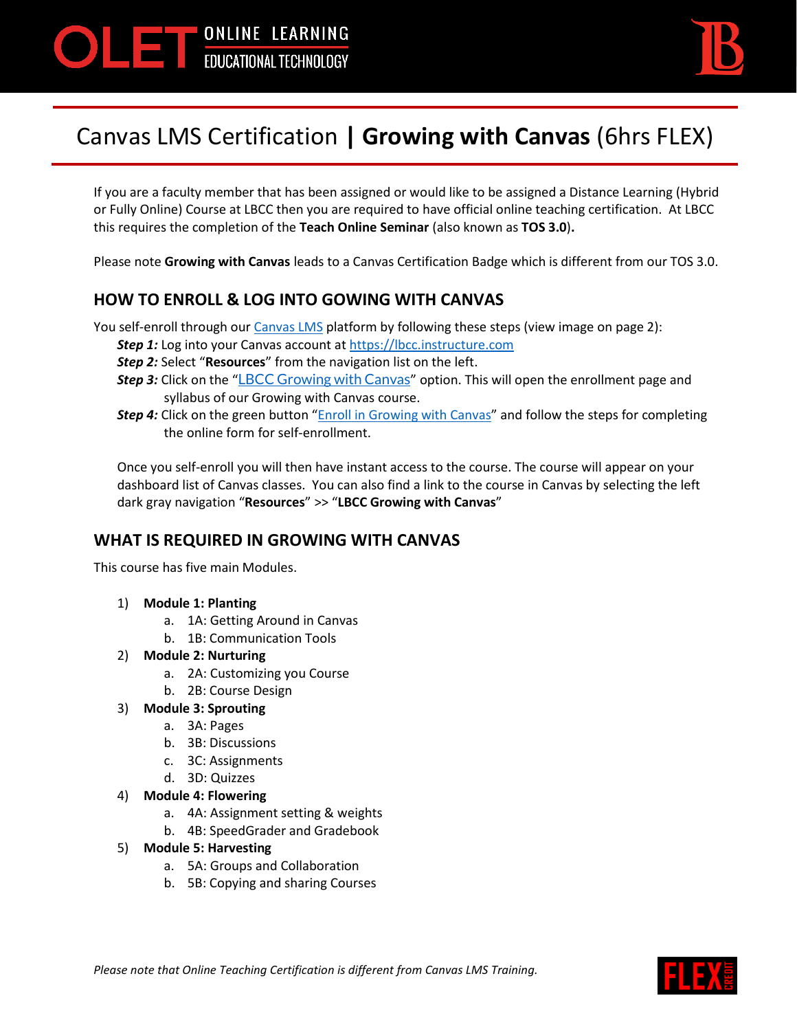OLET ONLINE LEARNING EDUCATIONAL TECHNOLOGY

# Canvas LMS Certification | **Growing with Canvas** (6hrs FLEX)

If you are a faculty member that has been assigned or would like to be assigned a Distance Learning (Hybrid or Fully Online) Course at LBCC then you are required to have official online teaching certification. At LBCC this requires the completion of the **Teach Online Seminar** (also known as **TOS 3.0**).

Please note **Growing with Canvas** leads to a Canvas Certification Badge which is different from our TOS 3.0.

## HOW TO ENROLL & LOG INTO GOWING WITH CANVAS

You self-enroll through our Canvas LMS platform by following these steps (view image on page 2):

***Step 1:*** Log into your Canvas account at https://lbcc.instructure.com

***Step 2:*** Select "**Resources**" from the navigation list on the left.

***Step 3:*** Click on the "LBCC Growing with Canvas" option. This will open the enrollment page and syllabus of our Growing with Canvas course.

***Step 4:*** Click on the green button "Enroll in Growing with Canvas" and follow the steps for completing the online form for self-enrollment.

Once you self-enroll you will then have instant access to the course. The course will appear on your dashboard list of Canvas classes. You can also find a link to the course in Canvas by selecting the left dark gray navigation "**Resources**" >> "**LBCC Growing with Canvas**"

## WHAT IS REQUIRED IN GROWING WITH CANVAS

This course has five main Modules.

1) **Module 1: Planting**
   a. 1A: Getting Around in Canvas
   b. 1B: Communication Tools
2) **Module 2: Nurturing**
   a. 2A: Customizing you Course
   b. 2B: Course Design
3) **Module 3: Sprouting**
   a. 3A: Pages
   b. 3B: Discussions
   c. 3C: Assignments
   d. 3D: Quizzes
4) **Module 4: Flowering**
   a. 4A: Assignment setting & weights
   b. 4B: SpeedGrader and Gradebook
5) **Module 5: Harvesting**
   a. 5A: Groups and Collaboration
   b. 5B: Copying and sharing Courses

*Please note that Online Teaching Certification is different from Canvas LMS Training.*

FLEX CREDIT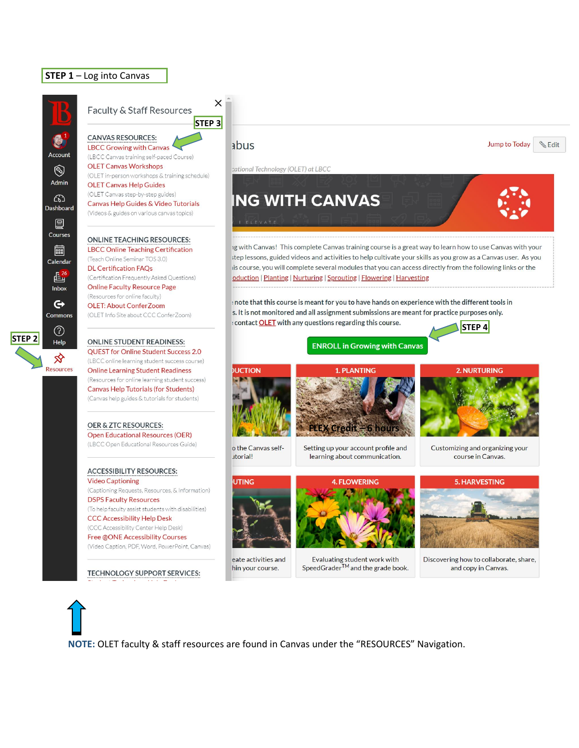**STEP 1** – Log into Canvas

Account

Admin

Dashboard

Courses

Calendar

Inbox

Commons

Help

**STEP 2**

Resources

Faculty & Staff Resources

**STEP 3**

CANVAS RESOURCES:

LBCC Growing with Canvas
(LBCC Canvas training self-paced Course)

OLET Canvas Workshops
(OLET in-person workshops & training schedule)

OLET Canvas Help Guides
(OLET Canvas step-by-step guides)

Canvas Help Guides & Video Tutorials
(Videos & guides on various canvas topics)

ONLINE TEACHING RESOURCES:

LBCC Online Teaching Certification
(Teach Online Seminar TOS 3.0)

DL Certification FAQs
(Certification Frequently Asked Questions)

Online Faculty Resource Page
(Resources for online faculty)

OLET: About ConferZoom
(OLET Info Site about CCC ConferZoom)

ONLINE STUDENT READINESS:

QUEST for Online Student Success 2.0
(LBCC online learning student success course)

Online Learning Student Readiness
(Resources for online learning student success)

Canvas Help Tutorials (for Students)
(Canvas help guides & tutorials for students)

OER & ZTC RESOURCES:

Open Educational Resources (OER)
(LBCC Open Educational Resources Guide)

ACCESSIBILITY RESOURCES:

Video Captioning
(Captioning Requests, Resources, & Information)

DSPS Faculty Resources
(To help faculty assist students with disabilities)

CCC Accessibility Help Desk
(CCC Accessibility Center Help Desk)

Free @ONE Accessibility Courses
(Video Caption, PDF, Word, PowerPoint, Canvas)

TECHNOLOGY SUPPORT SERVICES:

abus

Jump to Today | Edit

cational Technology (OLET) at LBCC

ING WITH CANVAS

ELEVATE

g with Canvas! This complete Canvas training course is a great way to learn how to use Canvas with your step lessons, guided videos and activities to help cultivate your skills as you grow as a Canvas user. As you is course, you will complete several modules that you can access directly from the following links or the oduction | Planting | Nurturing | Sprouting | Flowering | Harvesting

note that this course is meant for you to have hands on experience with the different tools in s. It is not monitored and all assignment submissions are meant for practice purposes only. contact OLET with any questions regarding this course.

**STEP 4**

ENROLL in Growing with Canvas

UCTION — o the Canvas self-utorial!

1. PLANTING — FLEX Credit – 6 hours — Setting up your account profile and learning about communication.

2. NURTURING — Customizing and organizing your course in Canvas.

UTING — eate activities and hin your course.

4. FLOWERING — Evaluating student work with SpeedGrader™ and the grade book.

5. HARVESTING — Discovering how to collaborate, share, and copy in Canvas.

**NOTE:** OLET faculty & staff resources are found in Canvas under the "RESOURCES" Navigation.